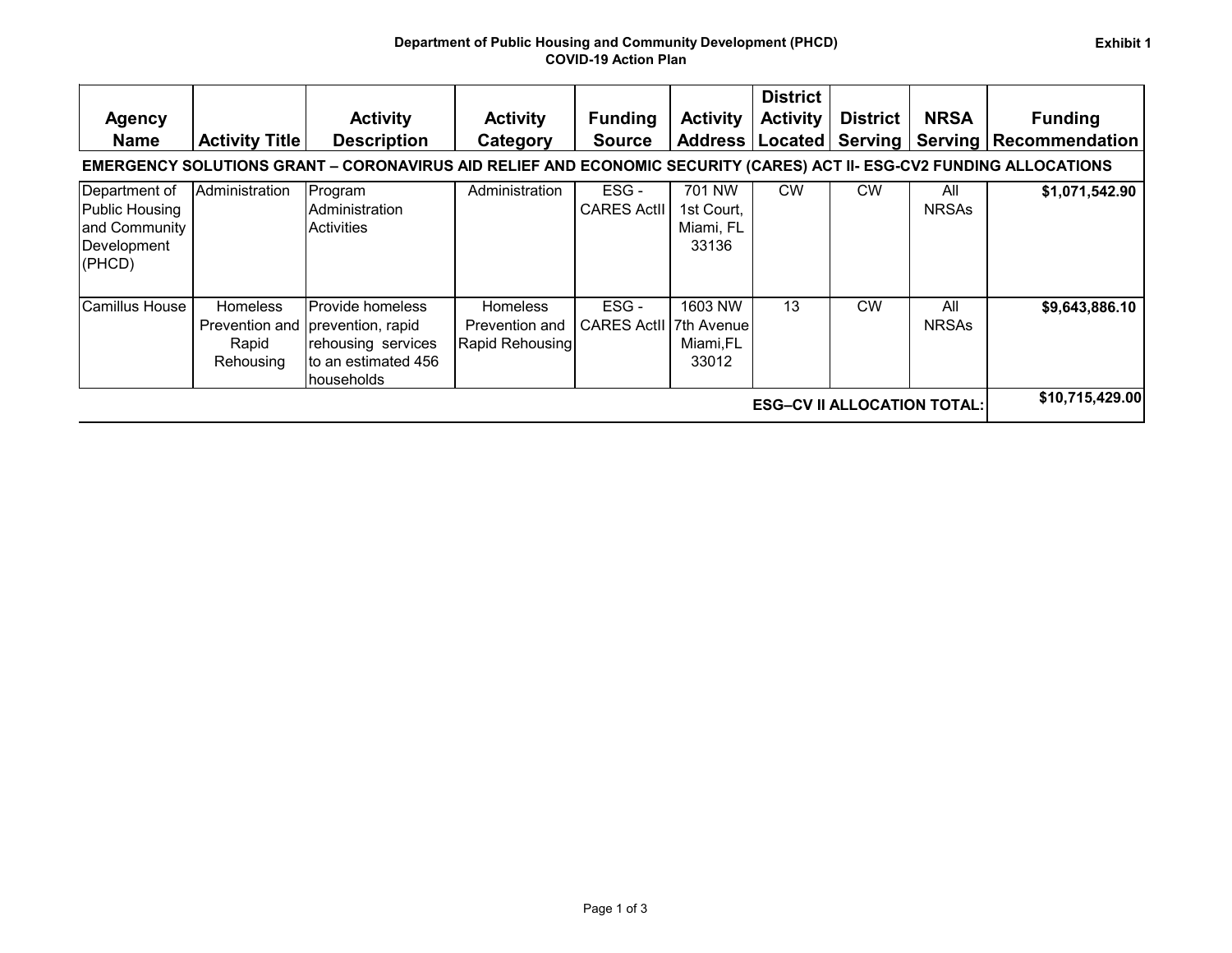Exhibit 1

**Department of Public Housing and Community Development (PHCD)**
**COVID-19 Action Plan**

| Agency Name | Activity Title | Activity Description | Activity Category | Funding Source | Activity Address | District Activity Located | District Serving | NRSA Serving | Funding Recommendation |
|---|---|---|---|---|---|---|---|---|---|
| **EMERGENCY SOLUTIONS GRANT – CORONAVIRUS AID RELIEF AND ECONOMIC SECURITY (CARES) ACT II- ESG-CV2 FUNDING ALLOCATIONS** | | | | | | | | | |
| Department of Public Housing and Community Development (PHCD) | Administration | Program Administration Activities | Administration | ESG - CARES ActII | 701 NW 1st Court, Miami, FL 33136 | CW | CW | All NRSAs | **$1,071,542.90** |
| Camillus House | Homeless Prevention and Rapid Rehousing | Provide homeless prevention, rapid rehousing services to an estimated 456 households | Homeless Prevention and Rapid Rehousing | ESG - CARES ActII | 1603 NW 7th Avenue Miami,FL 33012 | 13 | CW | All NRSAs | **$9,643,886.10** |
| | | | | | | | | **ESG–CV II ALLOCATION TOTAL:** | **$10,715,429.00** |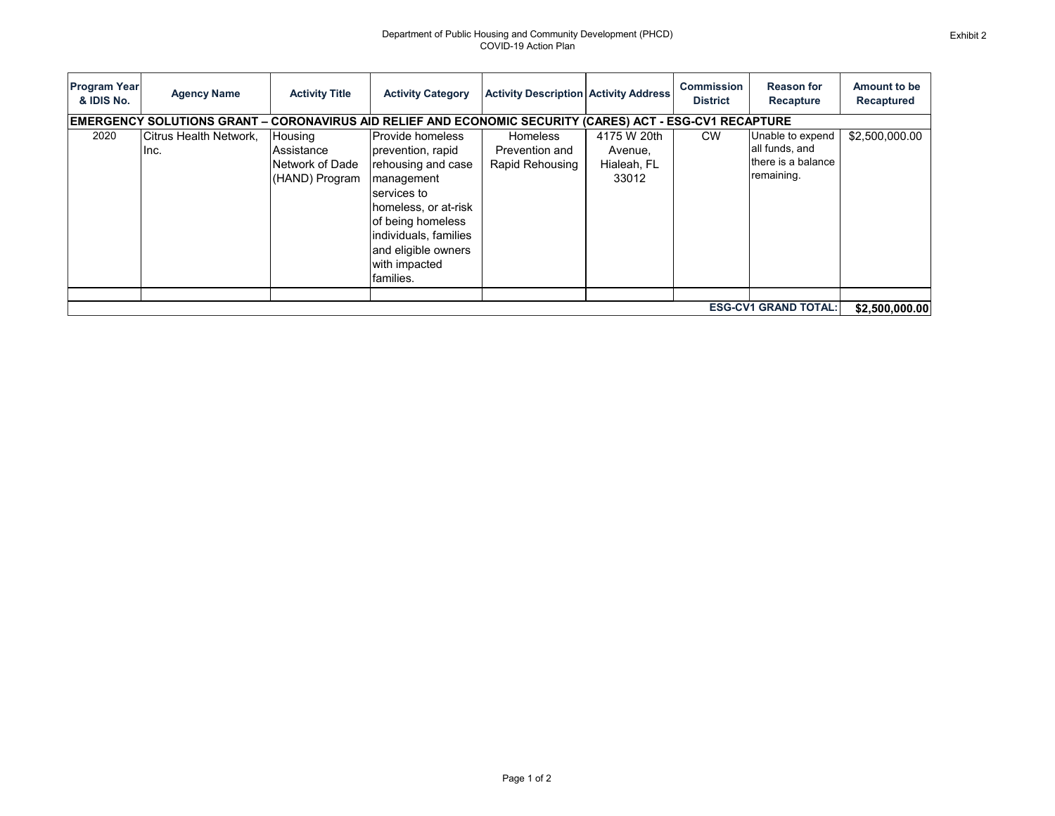Department of Public Housing and Community Development (PHCD)
COVID-19 Action Plan

Exhibit 2

| Program Year & IDIS No. | Agency Name | Activity Title | Activity Category | Activity Description | Activity Address | Commission District | Reason for Recapture | Amount to be Recaptured |
|---|---|---|---|---|---|---|---|---|
| **EMERGENCY SOLUTIONS GRANT – CORONAVIRUS AID RELIEF AND ECONOMIC SECURITY (CARES) ACT - ESG-CV1 RECAPTURE** | | | | | | | | |
| 2020 | Citrus Health Network, Inc. | Housing Assistance Network of Dade (HAND) Program | Provide homeless prevention, rapid rehousing and case management services to homeless, or at-risk of being homeless individuals, families and eligible owners with impacted families. | Homeless Prevention and Rapid Rehousing | 4175 W 20th Avenue, Hialeah, FL 33012 | CW | Unable to expend all funds, and there is a balance remaining. | $2,500,000.00 |
| | | | | | | | | |
| | | | | | | | **ESG-CV1 GRAND TOTAL:** | **$2,500,000.00** |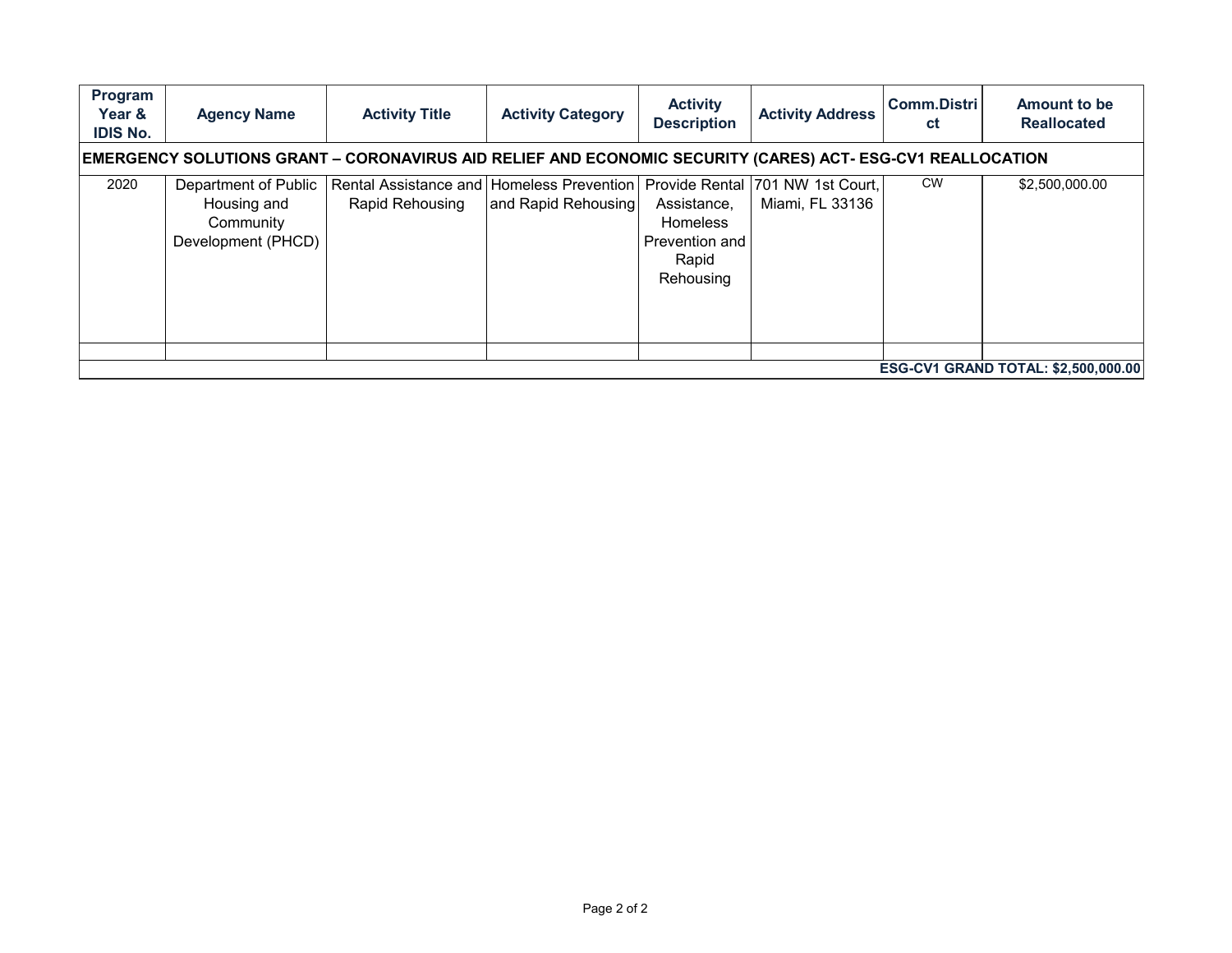| Program Year & IDIS No. | Agency Name | Activity Title | Activity Category | Activity Description | Activity Address | Comm.District | Amount to be Reallocated |
|---|---|---|---|---|---|---|---|
| **EMERGENCY SOLUTIONS GRANT – CORONAVIRUS AID RELIEF AND ECONOMIC SECURITY (CARES) ACT- ESG-CV1 REALLOCATION** | | | | | | | |
| 2020 | Department of Public Housing and Community Development (PHCD) | Rental Assistance and Rapid Rehousing | Homeless Prevention and Rapid Rehousing | Provide Rental Assistance, Homeless Prevention and Rapid Rehousing | 701 NW 1st Court, Miami, FL 33136 | CW | $2,500,000.00 |
| | | | | | | | |
| | | | | | | | **ESG-CV1 GRAND TOTAL: $2,500,000.00** |